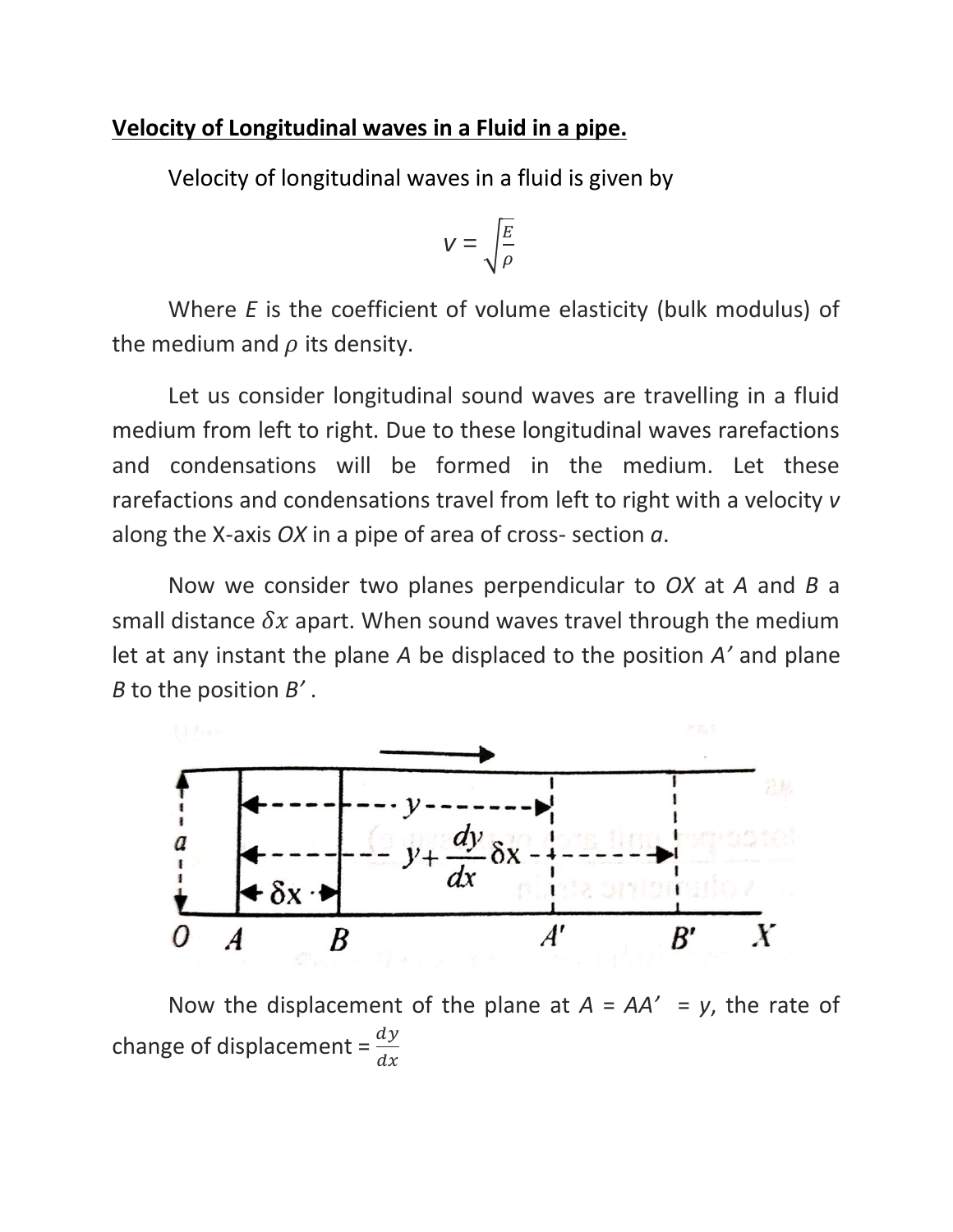**Velocity of Longitudinal waves in a Fluid in a pipe.**

Velocity of longitudinal waves in a fluid is given by

$$V = \sqrt{\frac{E}{\rho}}$$

Where $E$ is the coefficient of volume elasticity (bulk modulus) of the medium and $\rho$ its density.

Let us consider longitudinal sound waves are travelling in a fluid medium from left to right. Due to these longitudinal waves rarefactions and condensations will be formed in the medium. Let these rarefactions and condensations travel from left to right with a velocity $v$ along the X-axis $OX$ in a pipe of area of cross- section $a$.

Now we consider two planes perpendicular to $OX$ at $A$ and $B$ a small distance $\delta x$ apart. When sound waves travel through the medium let at any instant the plane $A$ be displaced to the position $A'$ and plane $B$ to the position $B'$ .

Now the displacement of the plane at $A$ = $AA'$ = $y$, the rate of change of displacement = $\frac{dy}{dx}$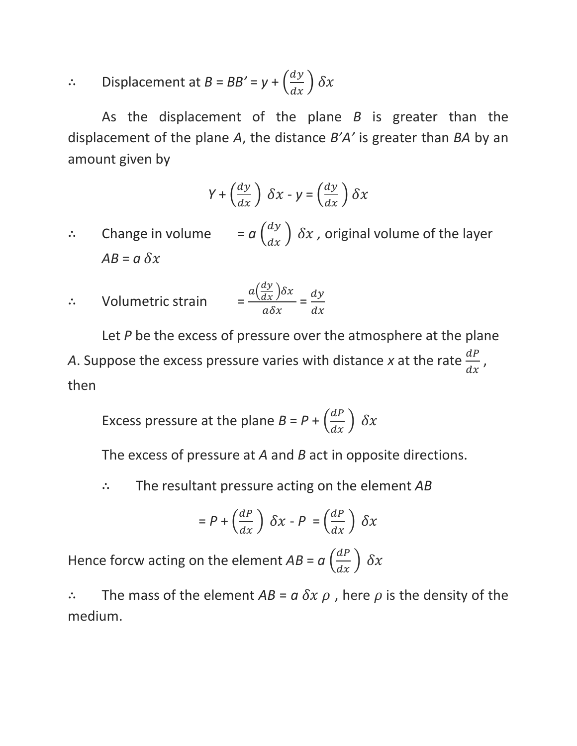∴ Displacement at $B$ = $BB'$ = $y + \left(\frac{dy}{dx}\right) \delta x$

As the displacement of the plane $B$ is greater than the displacement of the plane $A$, the distance $B'A'$ is greater than $BA$ by an amount given by

$$Y + \left(\frac{dy}{dx}\right) \delta x - y = \left(\frac{dy}{dx}\right) \delta x$$

∴ Change in volume $= a \left(\frac{dy}{dx}\right) \delta x$ , original volume of the layer $AB = a\, \delta x$

∴ Volumetric strain $= \frac{a\left(\frac{dy}{dx}\right)\delta x}{a \delta x} = \frac{dy}{dx}$

Let $P$ be the excess of pressure over the atmosphere at the plane $A$. Suppose the excess pressure varies with distance $x$ at the rate $\frac{dP}{dx}$, then

Excess pressure at the plane $B = P + \left(\frac{dP}{dx}\right) \delta x$

The excess of pressure at $A$ and $B$ act in opposite directions.

∴ The resultant pressure acting on the element $AB$

$$= P + \left(\frac{dP}{dx}\right) \delta x - P = \left(\frac{dP}{dx}\right) \delta x$$

Hence forcw acting on the element $AB = a \left(\frac{dP}{dx}\right) \delta x$

∴ The mass of the element $AB = a\, \delta x\, \rho$ , here $\rho$ is the density of the medium.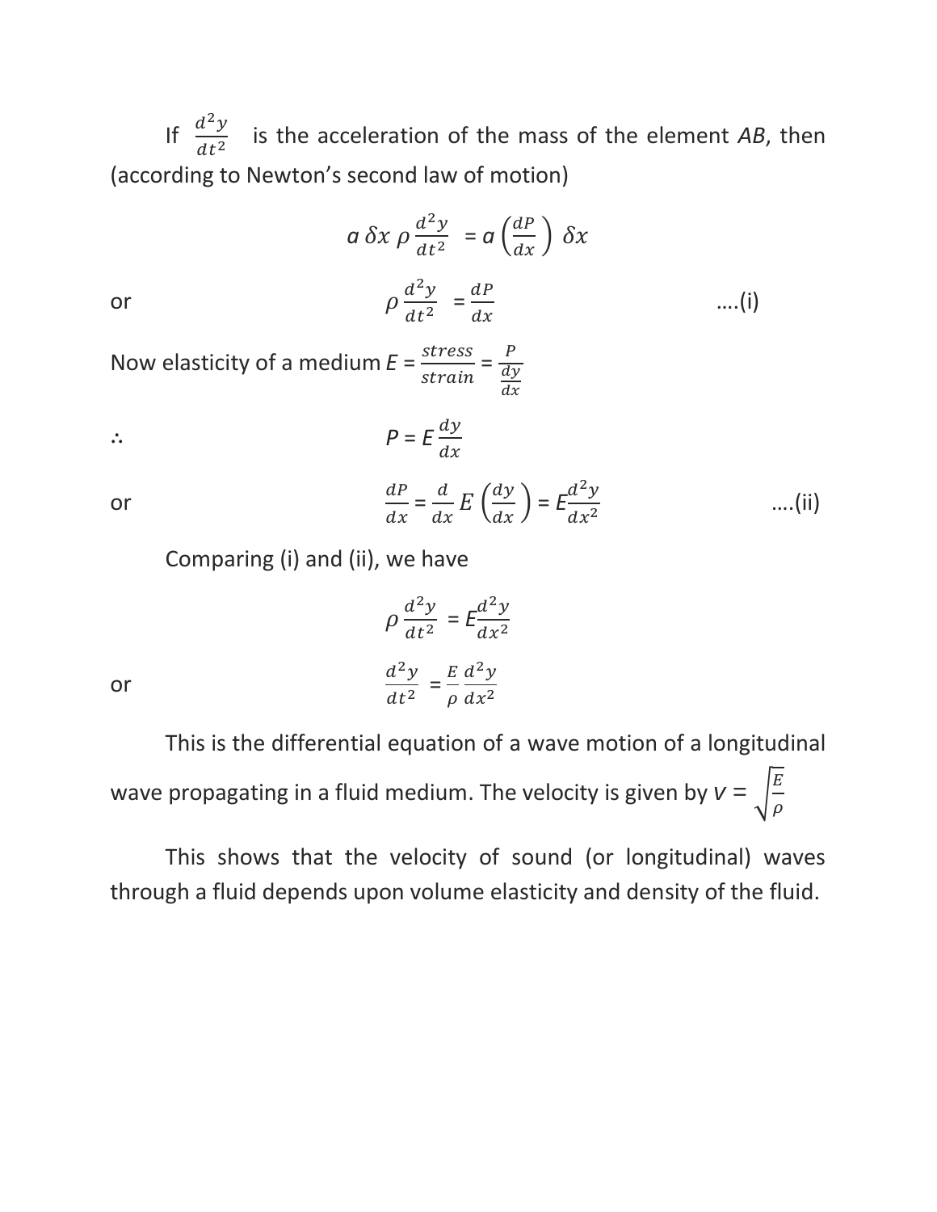If $\frac{d^2y}{dt^2}$ is the acceleration of the mass of the element *AB*, then (according to Newton's second law of motion)

$$a\,\delta x\,\rho\frac{d^2y}{dt^2} = a\left(\frac{dP}{dx}\right)\delta x$$

or

$$\rho\frac{d^2y}{dt^2} = \frac{dP}{dx} \qquad \text{....(i)}$$

Now elasticity of a medium $E = \frac{stress}{strain} = \frac{P}{\frac{dy}{dx}}$

$\therefore$

$$P = E\frac{dy}{dx}$$

or

$$\frac{dP}{dx} = \frac{d}{dx}E\left(\frac{dy}{dx}\right) = E\frac{d^2y}{dx^2} \qquad \text{....(ii)}$$

Comparing (i) and (ii), we have

$$\rho\frac{d^2y}{dt^2} = E\frac{d^2y}{dx^2}$$

or

$$\frac{d^2y}{dt^2} = \frac{E}{\rho}\frac{d^2y}{dx^2}$$

This is the differential equation of a wave motion of a longitudinal wave propagating in a fluid medium. The velocity is given by $v = \sqrt{\frac{E}{\rho}}$

This shows that the velocity of sound (or longitudinal) waves through a fluid depends upon volume elasticity and density of the fluid.